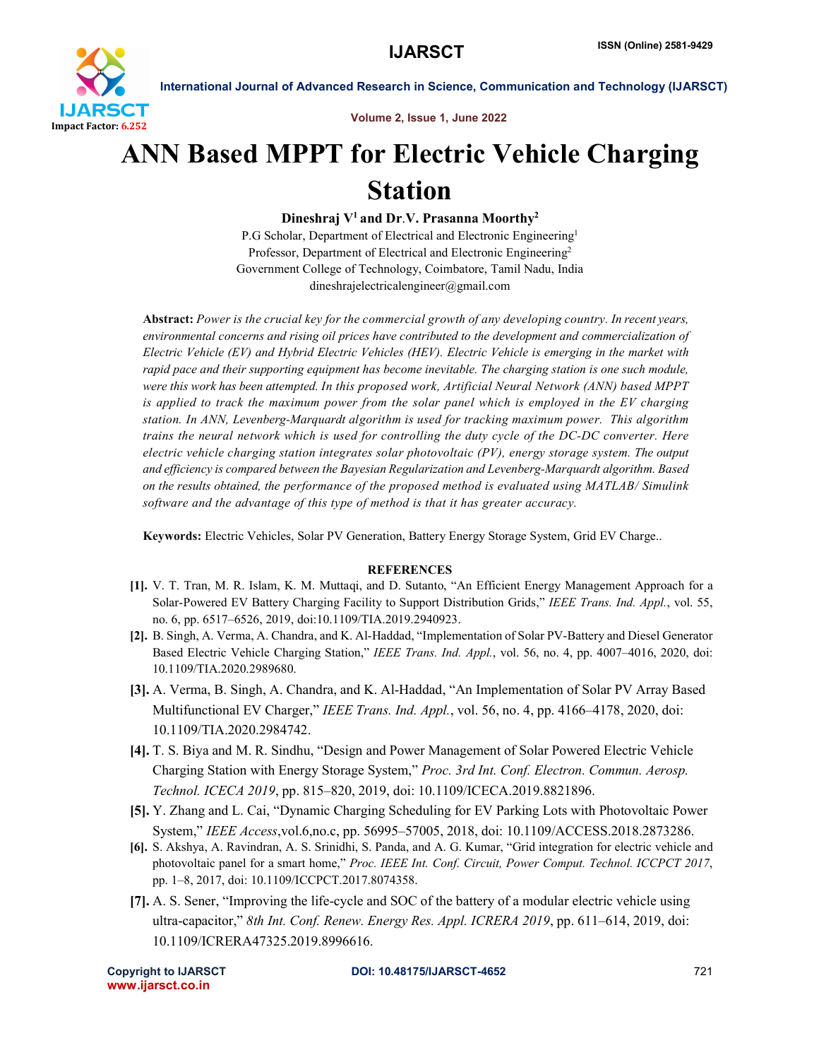# ANN Based MPPT for Electric Vehicle Charging Station

**Dineshraj V[1] and Dr.V. Prasanna Moorthy[2]**

P.G Scholar, Department of Electrical and Electronic Engineering[1]
Professor, Department of Electrical and Electronic Engineering[2]
Government College of Technology, Coimbatore, Tamil Nadu, India
dineshrajelectricalengineer@gmail.com

**Abstract:** *Power is the crucial key for the commercial growth of any developing country. In recent years, environmental concerns and rising oil prices have contributed to the development and commercialization of Electric Vehicle (EV) and Hybrid Electric Vehicles (HEV). Electric Vehicle is emerging in the market with rapid pace and their supporting equipment has become inevitable. The charging station is one such module, were this work has been attempted. In this proposed work, Artificial Neural Network (ANN) based MPPT is applied to track the maximum power from the solar panel which is employed in the EV charging station. In ANN, Levenberg-Marquardt algorithm is used for tracking maximum power. This algorithm trains the neural network which is used for controlling the duty cycle of the DC-DC converter. Here electric vehicle charging station integrates solar photovoltaic (PV), energy storage system. The output and efficiency is compared between the Bayesian Regularization and Levenberg-Marquardt algorithm. Based on the results obtained, the performance of the proposed method is evaluated using MATLAB/ Simulink software and the advantage of this type of method is that it has greater accuracy.*

**Keywords:** Electric Vehicles, Solar PV Generation, Battery Energy Storage System, Grid EV Charge..

## REFERENCES

**[1].** V. T. Tran, M. R. Islam, K. M. Muttaqi, and D. Sutanto, "An Efficient Energy Management Approach for a Solar-Powered EV Battery Charging Facility to Support Distribution Grids," *IEEE Trans. Ind. Appl.*, vol. 55, no. 6, pp. 6517–6526, 2019, doi:10.1109/TIA.2019.2940923.

**[2].** B. Singh, A. Verma, A. Chandra, and K. Al-Haddad, "Implementation of Solar PV-Battery and Diesel Generator Based Electric Vehicle Charging Station," *IEEE Trans. Ind. Appl.*, vol. 56, no. 4, pp. 4007–4016, 2020, doi: 10.1109/TIA.2020.2989680.

**[3].** A. Verma, B. Singh, A. Chandra, and K. Al-Haddad, "An Implementation of Solar PV Array Based Multifunctional EV Charger," *IEEE Trans. Ind. Appl.*, vol. 56, no. 4, pp. 4166–4178, 2020, doi: 10.1109/TIA.2020.2984742.

**[4].** T. S. Biya and M. R. Sindhu, "Design and Power Management of Solar Powered Electric Vehicle Charging Station with Energy Storage System," *Proc. 3rd Int. Conf. Electron. Commun. Aerosp. Technol. ICECA 2019*, pp. 815–820, 2019, doi: 10.1109/ICECA.2019.8821896.

**[5].** Y. Zhang and L. Cai, "Dynamic Charging Scheduling for EV Parking Lots with Photovoltaic Power System," *IEEE Access*,vol.6,no.c, pp. 56995–57005, 2018, doi: 10.1109/ACCESS.2018.2873286.

**[6].** S. Akshya, A. Ravindran, A. S. Srinidhi, S. Panda, and A. G. Kumar, "Grid integration for electric vehicle and photovoltaic panel for a smart home," *Proc. IEEE Int. Conf. Circuit, Power Comput. Technol. ICCPCT 2017*, pp. 1–8, 2017, doi: 10.1109/ICCPCT.2017.8074358.

**[7].** A. S. Sener, "Improving the life-cycle and SOC of the battery of a modular electric vehicle using ultra-capacitor," *8th Int. Conf. Renew. Energy Res. Appl. ICRERA 2019*, pp. 611–614, 2019, doi: 10.1109/ICRERA47325.2019.8996616.